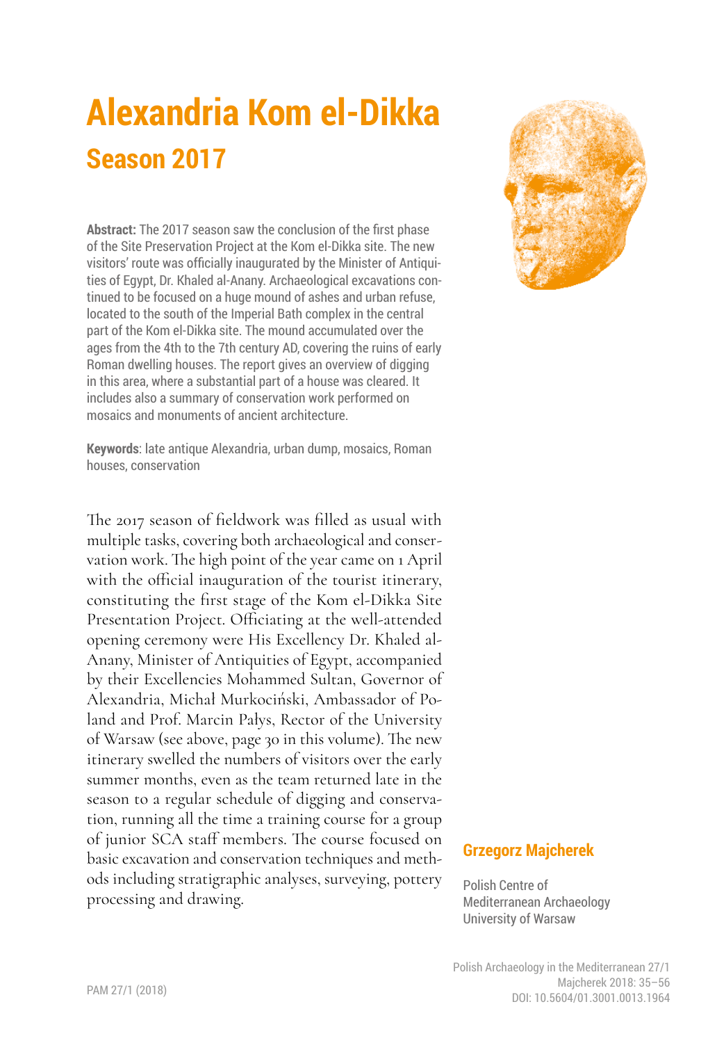# Alexandria Kom el-Dikka

## Season 2017

**Abstract:** The 2017 season saw the conclusion of the first phase of the Site Preservation Project at the Kom el-Dikka site. The new visitors' route was officially inaugurated by the Minister of Antiquities of Egypt, Dr. Khaled al-Anany. Archaeological excavations continued to be focused on a huge mound of ashes and urban refuse, located to the south of the Imperial Bath complex in the central part of the Kom el-Dikka site. The mound accumulated over the ages from the 4th to the 7th century AD, covering the ruins of early Roman dwelling houses. The report gives an overview of digging in this area, where a substantial part of a house was cleared. It includes also a summary of conservation work performed on mosaics and monuments of ancient architecture.

**Keywords**: late antique Alexandria, urban dump, mosaics, Roman houses, conservation

The 2017 season of fieldwork was filled as usual with multiple tasks, covering both archaeological and conservation work. The high point of the year came on 1 April with the official inauguration of the tourist itinerary, constituting the first stage of the Kom el-Dikka Site Presentation Project. Officiating at the well-attended opening ceremony were His Excellency Dr. Khaled al-Anany, Minister of Antiquities of Egypt, accompanied by their Excellencies Mohammed Sultan, Governor of Alexandria, Michał Murkociński, Ambassador of Poland and Prof. Marcin Pałys, Rector of the University of Warsaw (see above, page 30 in this volume). The new itinerary swelled the numbers of visitors over the early summer months, even as the team returned late in the season to a regular schedule of digging and conservation, running all the time a training course for a group of junior SCA staff members. The course focused on basic excavation and conservation techniques and methods including stratigraphic analyses, surveying, pottery processing and drawing.

**Grzegorz Majcherek**

Polish Centre of Mediterranean Archaeology University of Warsaw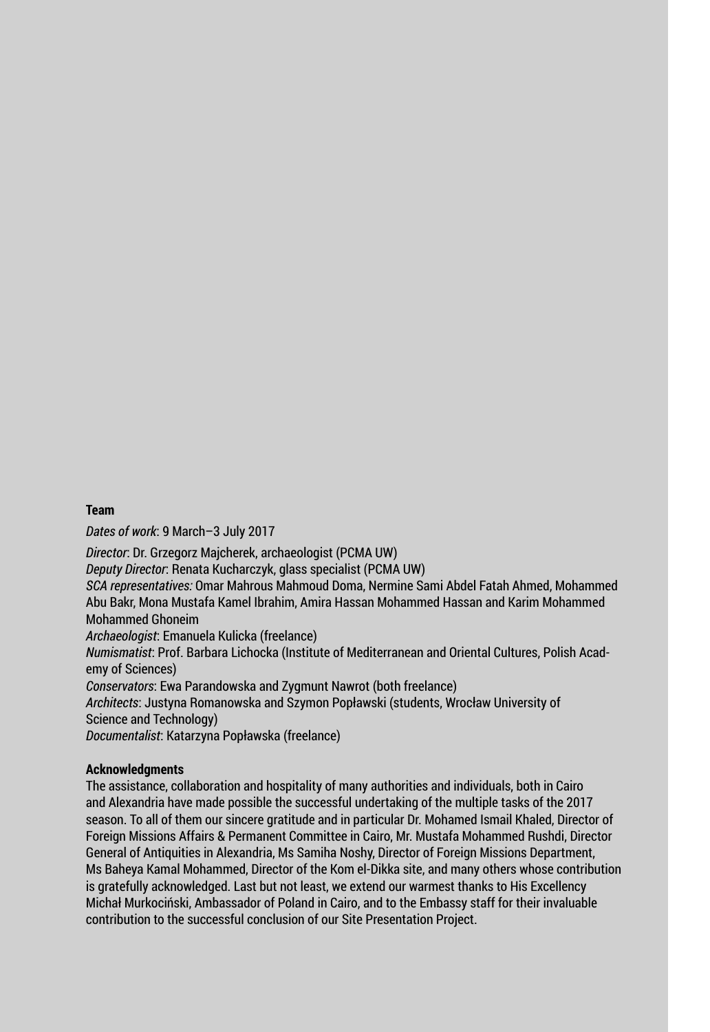**Team**

*Dates of work*: 9 March–3 July 2017

*Director*: Dr. Grzegorz Majcherek, archaeologist (PCMA UW)
*Deputy Director*: Renata Kucharczyk, glass specialist (PCMA UW)
*SCA representatives:* Omar Mahrous Mahmoud Doma, Nermine Sami Abdel Fatah Ahmed, Mohammed Abu Bakr, Mona Mustafa Kamel Ibrahim, Amira Hassan Mohammed Hassan and Karim Mohammed Mohammed Ghoneim
*Archaeologist*: Emanuela Kulicka (freelance)
*Numismatist*: Prof. Barbara Lichocka (Institute of Mediterranean and Oriental Cultures, Polish Academy of Sciences)
*Conservators*: Ewa Parandowska and Zygmunt Nawrot (both freelance)
*Architects*: Justyna Romanowska and Szymon Popławski (students, Wrocław University of Science and Technology)
*Documentalist*: Katarzyna Popławska (freelance)

**Acknowledgments**

The assistance, collaboration and hospitality of many authorities and individuals, both in Cairo and Alexandria have made possible the successful undertaking of the multiple tasks of the 2017 season. To all of them our sincere gratitude and in particular Dr. Mohamed Ismail Khaled, Director of Foreign Missions Affairs & Permanent Committee in Cairo, Mr. Mustafa Mohammed Rushdi, Director General of Antiquities in Alexandria, Ms Samiha Noshy, Director of Foreign Missions Department, Ms Baheya Kamal Mohammed, Director of the Kom el-Dikka site, and many others whose contribution is gratefully acknowledged. Last but not least, we extend our warmest thanks to His Excellency Michał Murkociński, Ambassador of Poland in Cairo, and to the Embassy staff for their invaluable contribution to the successful conclusion of our Site Presentation Project.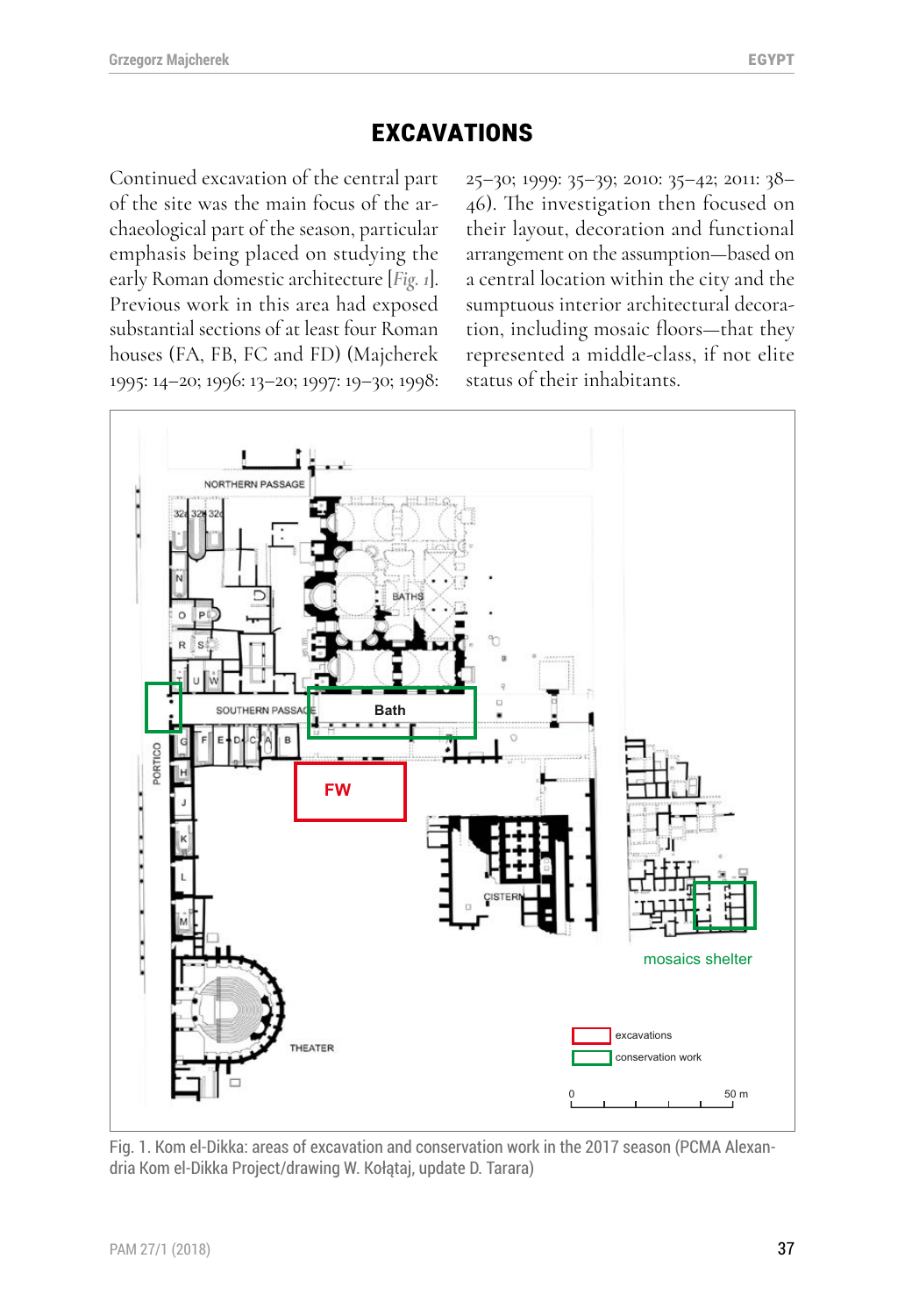## EXCAVATIONS

Continued excavation of the central part of the site was the main focus of the archaeological part of the season, particular emphasis being placed on studying the early Roman domestic architecture [*Fig. 1*]. Previous work in this area had exposed substantial sections of at least four Roman houses (FA, FB, FC and FD) (Majcherek 1995: 14–20; 1996: 13–20; 1997: 19–30; 1998: 25–30; 1999: 35–39; 2010: 35–42; 2011: 38–46). The investigation then focused on their layout, decoration and functional arrangement on the assumption—based on a central location within the city and the sumptuous interior architectural decoration, including mosaic floors—that they represented a middle-class, if not elite status of their inhabitants.

NORTHERN PASSAGE
BATHS
SOUTHERN PASSAGE
Bath
PORTICO
FW
CISTERN
mosaics shelter
THEATER
excavations
conservation work
0
50 m

Fig. 1. Kom el-Dikka: areas of excavation and conservation work in the 2017 season (PCMA Alexandria Kom el-Dikka Project/drawing W. Kołątaj, update D. Tarara)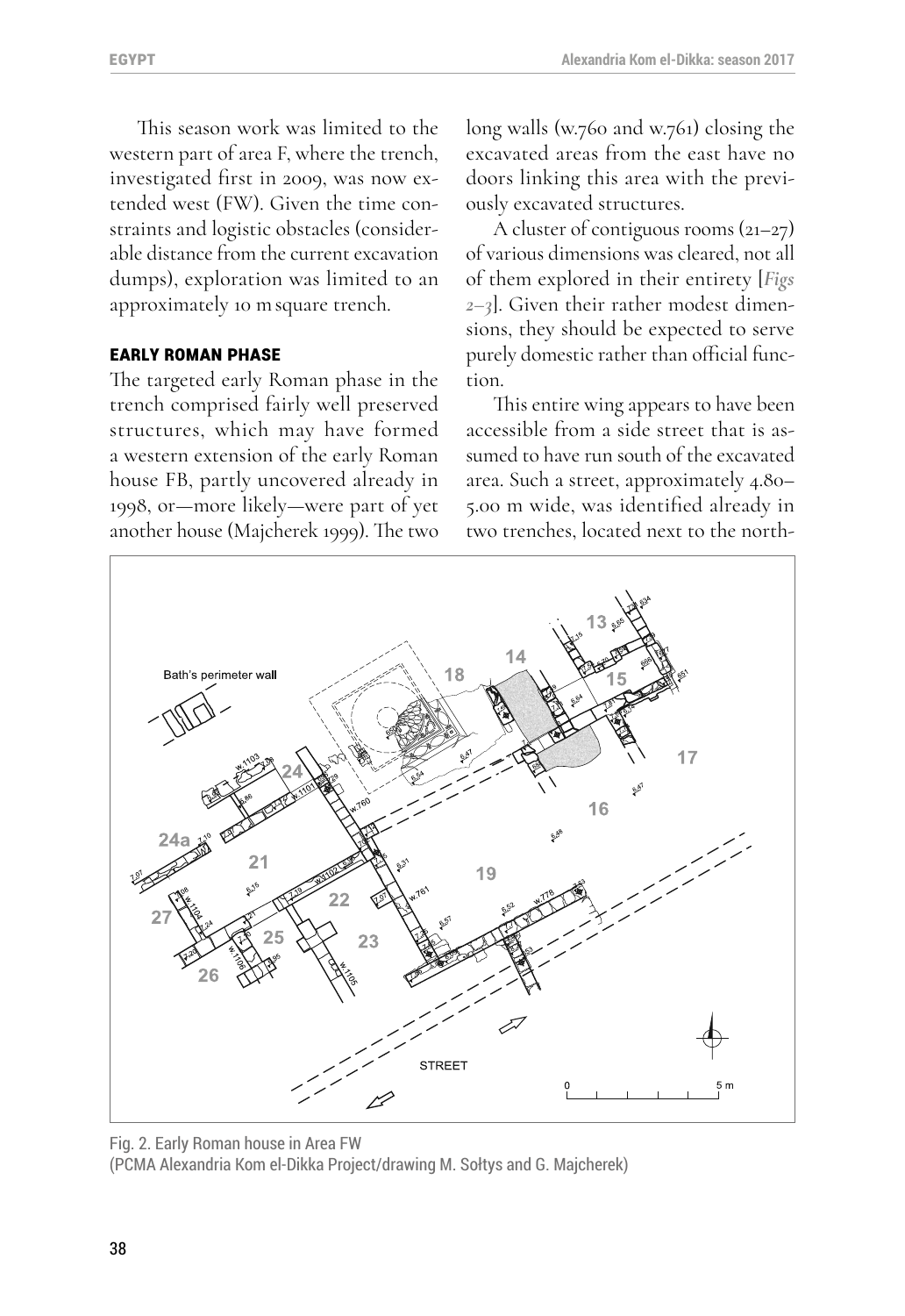This season work was limited to the western part of area F, where the trench, investigated first in 2009, was now extended west (FW). Given the time constraints and logistic obstacles (considerable distance from the current excavation dumps), exploration was limited to an approximately 10 m square trench.

### EARLY ROMAN PHASE

The targeted early Roman phase in the trench comprised fairly well preserved structures, which may have formed a western extension of the early Roman house FB, partly uncovered already in 1998, or—more likely—were part of yet another house (Majcherek 1999). The two long walls (w.760 and w.761) closing the excavated areas from the east have no doors linking this area with the previously excavated structures.

A cluster of contiguous rooms (21–27) of various dimensions was cleared, not all of them explored in their entirety [*Figs 2–3*]. Given their rather modest dimensions, they should be expected to serve purely domestic rather than official function.

This entire wing appears to have been accessible from a side street that is assumed to have run south of the excavated area. Such a street, approximately 4.80–5.00 m wide, was identified already in two trenches, located next to the north-

Bath's perimeter wall
13
14
15
16
17
18
19
21
22
23
24
24a
25
26
27
w.1103
w.1101
w.760
w.1102
w.761
w.778
w.1104
w.1106
w.1105
STREET
0
5 m

Fig. 2. Early Roman house in Area FW
(PCMA Alexandria Kom el-Dikka Project/drawing M. Sołtys and G. Majcherek)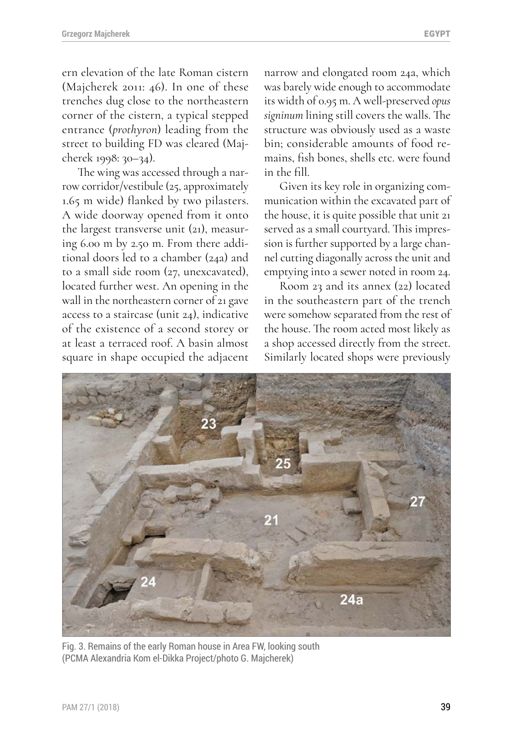ern elevation of the late Roman cistern (Majcherek 2011: 46). In one of these trenches dug close to the northeastern corner of the cistern, a typical stepped entrance (*prothyron*) leading from the street to building FD was cleared (Majcherek 1998: 30–34).

The wing was accessed through a narrow corridor/vestibule (25, approximately 1.65 m wide) flanked by two pilasters. A wide doorway opened from it onto the largest transverse unit (21), measuring 6.00 m by 2.50 m. From there additional doors led to a chamber (24a) and to a small side room (27, unexcavated), located further west. An opening in the wall in the northeastern corner of 21 gave access to a staircase (unit 24), indicative of the existence of a second storey or at least a terraced roof. A basin almost square in shape occupied the adjacent narrow and elongated room 24a, which was barely wide enough to accommodate its width of 0.95 m. A well-preserved *opus signinum* lining still covers the walls. The structure was obviously used as a waste bin; considerable amounts of food remains, fish bones, shells etc. were found in the fill.

Given its key role in organizing communication within the excavated part of the house, it is quite possible that unit 21 served as a small courtyard. This impression is further supported by a large channel cutting diagonally across the unit and emptying into a sewer noted in room 24.

Room 23 and its annex (22) located in the southeastern part of the trench were somehow separated from the rest of the house. The room acted most likely as a shop accessed directly from the street. Similarly located shops were previously

Fig. 3. Remains of the early Roman house in Area FW, looking south (PCMA Alexandria Kom el-Dikka Project/photo G. Majcherek)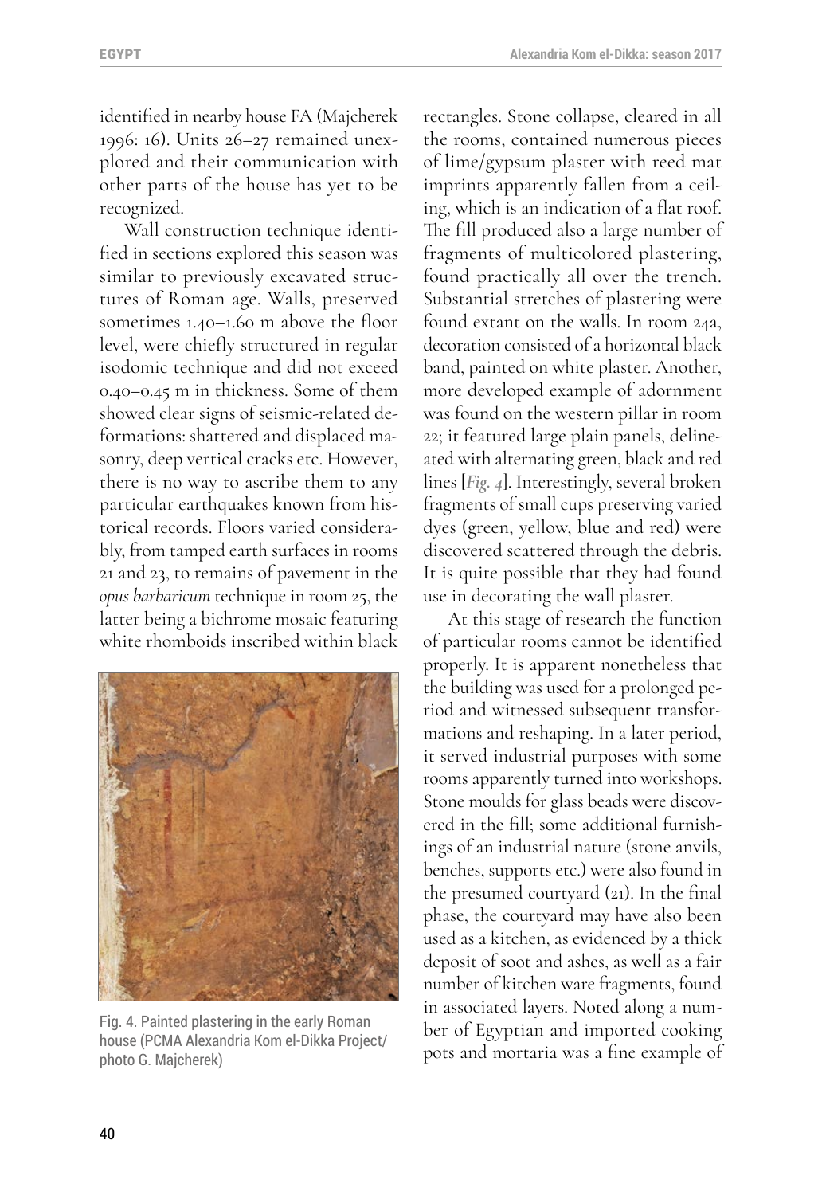identified in nearby house FA (Majcherek 1996: 16). Units 26–27 remained unexplored and their communication with other parts of the house has yet to be recognized.

Wall construction technique identified in sections explored this season was similar to previously excavated structures of Roman age. Walls, preserved sometimes 1.40–1.60 m above the floor level, were chiefly structured in regular isodomic technique and did not exceed 0.40–0.45 m in thickness. Some of them showed clear signs of seismic-related deformations: shattered and displaced masonry, deep vertical cracks etc. However, there is no way to ascribe them to any particular earthquakes known from historical records. Floors varied considerably, from tamped earth surfaces in rooms 21 and 23, to remains of pavement in the *opus barbaricum* technique in room 25, the latter being a bichrome mosaic featuring white rhomboids inscribed within black rectangles. Stone collapse, cleared in all the rooms, contained numerous pieces of lime/gypsum plaster with reed mat imprints apparently fallen from a ceiling, which is an indication of a flat roof. The fill produced also a large number of fragments of multicolored plastering, found practically all over the trench. Substantial stretches of plastering were found extant on the walls. In room 24a, decoration consisted of a horizontal black band, painted on white plaster. Another, more developed example of adornment was found on the western pillar in room 22; it featured large plain panels, delineated with alternating green, black and red lines [*Fig. 4*]. Interestingly, several broken fragments of small cups preserving varied dyes (green, yellow, blue and red) were discovered scattered through the debris. It is quite possible that they had found use in decorating the wall plaster.

Fig. 4. Painted plastering in the early Roman house (PCMA Alexandria Kom el-Dikka Project/ photo G. Majcherek)

At this stage of research the function of particular rooms cannot be identified properly. It is apparent nonetheless that the building was used for a prolonged period and witnessed subsequent transformations and reshaping. In a later period, it served industrial purposes with some rooms apparently turned into workshops. Stone moulds for glass beads were discovered in the fill; some additional furnishings of an industrial nature (stone anvils, benches, supports etc.) were also found in the presumed courtyard (21). In the final phase, the courtyard may have also been used as a kitchen, as evidenced by a thick deposit of soot and ashes, as well as a fair number of kitchen ware fragments, found in associated layers. Noted along a number of Egyptian and imported cooking pots and mortaria was a fine example of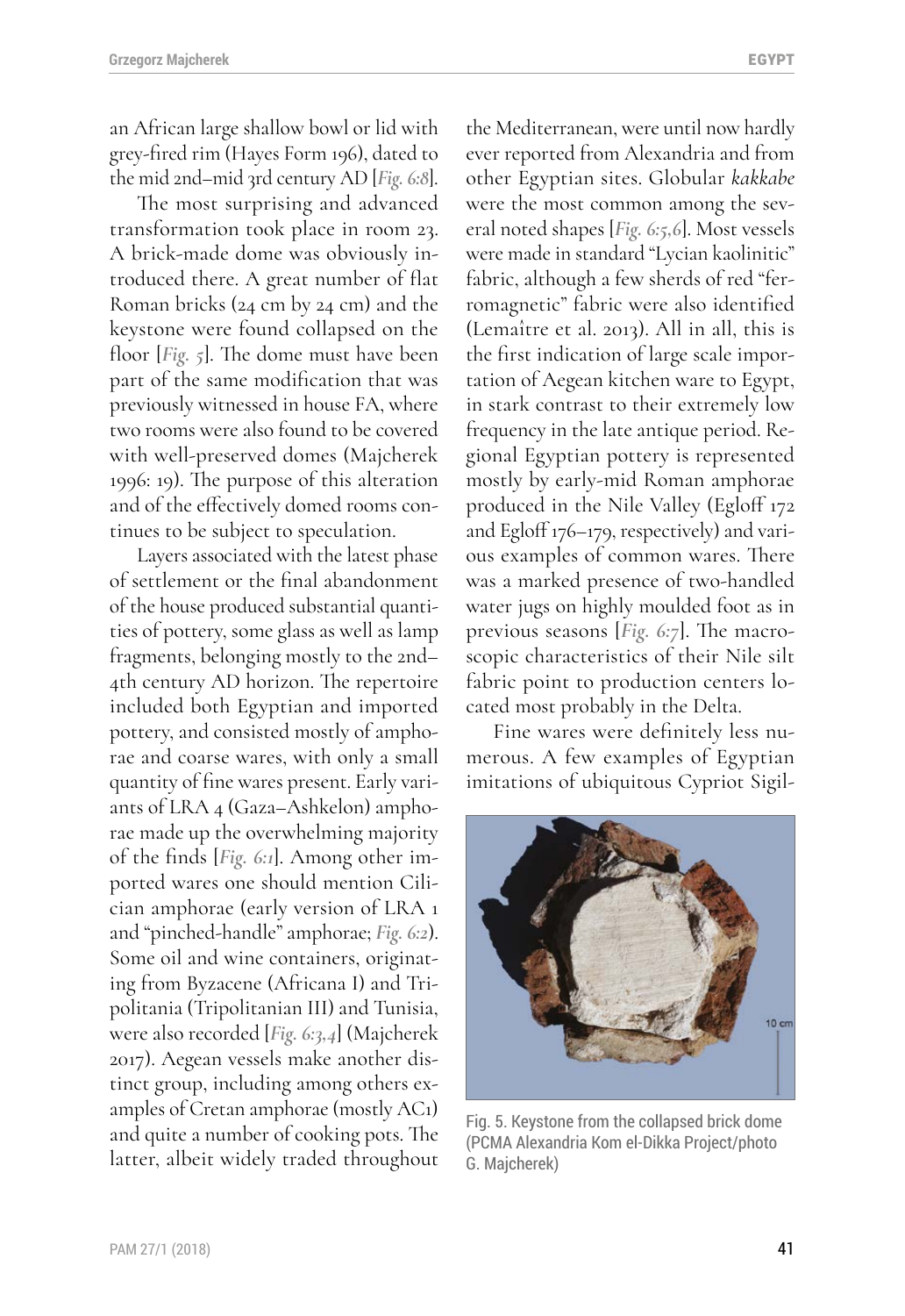an African large shallow bowl or lid with grey-fired rim (Hayes Form 196), dated to the mid 2nd–mid 3rd century AD [*Fig. 6:8*].

The most surprising and advanced transformation took place in room 23. A brick-made dome was obviously introduced there. A great number of flat Roman bricks (24 cm by 24 cm) and the keystone were found collapsed on the floor [*Fig. 5*]. The dome must have been part of the same modification that was previously witnessed in house FA, where two rooms were also found to be covered with well-preserved domes (Majcherek 1996: 19). The purpose of this alteration and of the effectively domed rooms continues to be subject to speculation.

Layers associated with the latest phase of settlement or the final abandonment of the house produced substantial quantities of pottery, some glass as well as lamp fragments, belonging mostly to the 2nd–4th century AD horizon. The repertoire included both Egyptian and imported pottery, and consisted mostly of amphorae and coarse wares, with only a small quantity of fine wares present. Early variants of LRA 4 (Gaza–Ashkelon) amphorae made up the overwhelming majority of the finds [*Fig. 6:1*]. Among other imported wares one should mention Cilician amphorae (early version of LRA 1 and "pinched-handle" amphorae; *Fig. 6:2*). Some oil and wine containers, originating from Byzacene (Africana I) and Tripolitania (Tripolitanian III) and Tunisia, were also recorded [*Fig. 6:3,4*] (Majcherek 2017). Aegean vessels make another distinct group, including among others examples of Cretan amphorae (mostly AC1) and quite a number of cooking pots. The latter, albeit widely traded throughout the Mediterranean, were until now hardly ever reported from Alexandria and from other Egyptian sites. Globular *kakkabe* were the most common among the several noted shapes [*Fig. 6:5,6*]. Most vessels were made in standard "Lycian kaolinitic" fabric, although a few sherds of red "ferromagnetic" fabric were also identified (Lemaître et al. 2013). All in all, this is the first indication of large scale importation of Aegean kitchen ware to Egypt, in stark contrast to their extremely low frequency in the late antique period. Regional Egyptian pottery is represented mostly by early-mid Roman amphorae produced in the Nile Valley (Egloff 172 and Egloff 176–179, respectively) and various examples of common wares. There was a marked presence of two-handled water jugs on highly moulded foot as in previous seasons [*Fig. 6:7*]. The macroscopic characteristics of their Nile silt fabric point to production centers located most probably in the Delta.

Fine wares were definitely less numerous. A few examples of Egyptian imitations of ubiquitous Cypriot Sigil-

Fig. 5. Keystone from the collapsed brick dome (PCMA Alexandria Kom el-Dikka Project/photo G. Majcherek)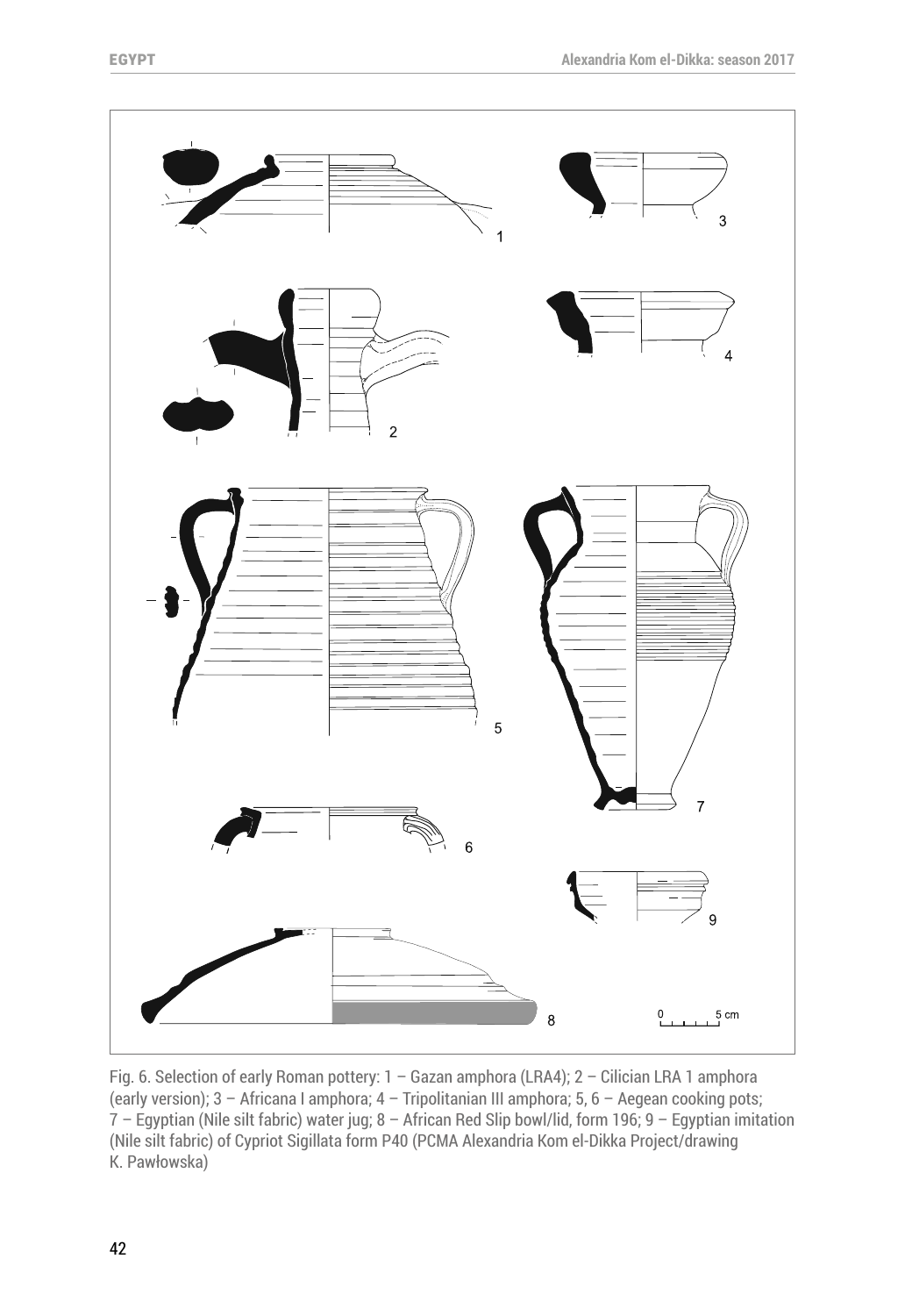Fig. 6. Selection of early Roman pottery: 1 – Gazan amphora (LRA4); 2 – Cilician LRA 1 amphora (early version); 3 – Africana I amphora; 4 – Tripolitanian III amphora; 5, 6 – Aegean cooking pots; 7 – Egyptian (Nile silt fabric) water jug; 8 – African Red Slip bowl/lid, form 196; 9 – Egyptian imitation (Nile silt fabric) of Cypriot Sigillata form P40 (PCMA Alexandria Kom el-Dikka Project/drawing K. Pawłowska)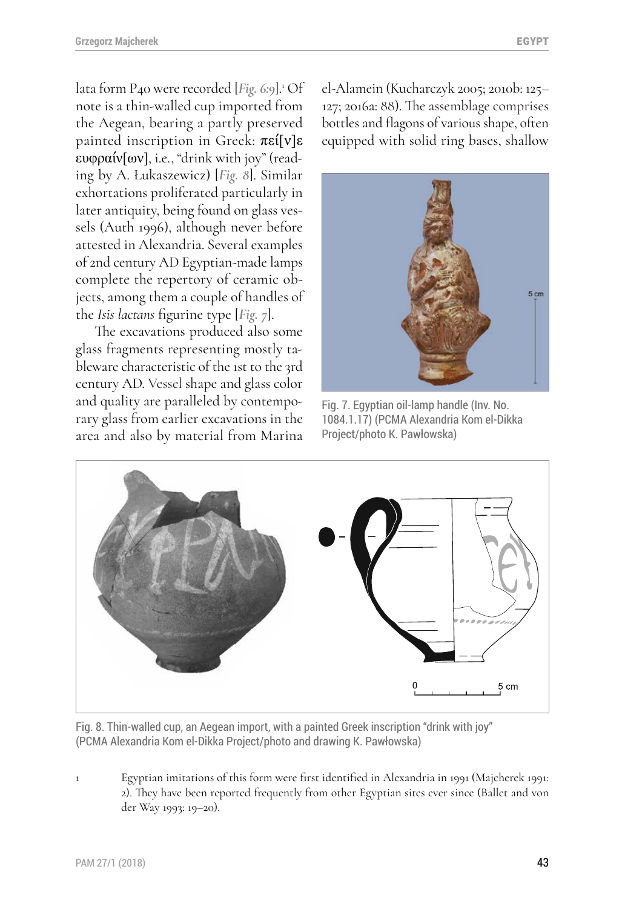lata form P40 were recorded [*Fig. 6:9*].[1] Of note is a thin-walled cup imported from the Aegean, bearing a partly preserved painted inscription in Greek: πεί[ν]ε ευφραίν[ων], i.e., "drink with joy" (reading by A. Łukaszewicz) [*Fig. 8*]. Similar exhortations proliferated particularly in later antiquity, being found on glass vessels (Auth 1996), although never before attested in Alexandria. Several examples of 2nd century AD Egyptian-made lamps complete the repertory of ceramic objects, among them a couple of handles of the *Isis lactans* figurine type [*Fig. 7*].

The excavations produced also some glass fragments representing mostly tableware characteristic of the 1st to the 3rd century AD. Vessel shape and glass color and quality are paralleled by contemporary glass from earlier excavations in the area and also by material from Marina el-Alamein (Kucharczyk 2005; 2010b: 125–127; 2016a: 88). The assemblage comprises bottles and flagons of various shape, often equipped with solid ring bases, shallow

5 cm

Fig. 7. Egyptian oil-lamp handle (Inv. No. 1084.1.17) (PCMA Alexandria Kom el-Dikka Project/photo K. Pawłowska)

0 5 cm

Fig. 8. Thin-walled cup, an Aegean import, with a painted Greek inscription "drink with joy" (PCMA Alexandria Kom el-Dikka Project/photo and drawing K. Pawłowska)

1 Egyptian imitations of this form were first identified in Alexandria in 1991 (Majcherek 1991: 2). They have been reported frequently from other Egyptian sites ever since (Ballet and von der Way 1993: 19–20).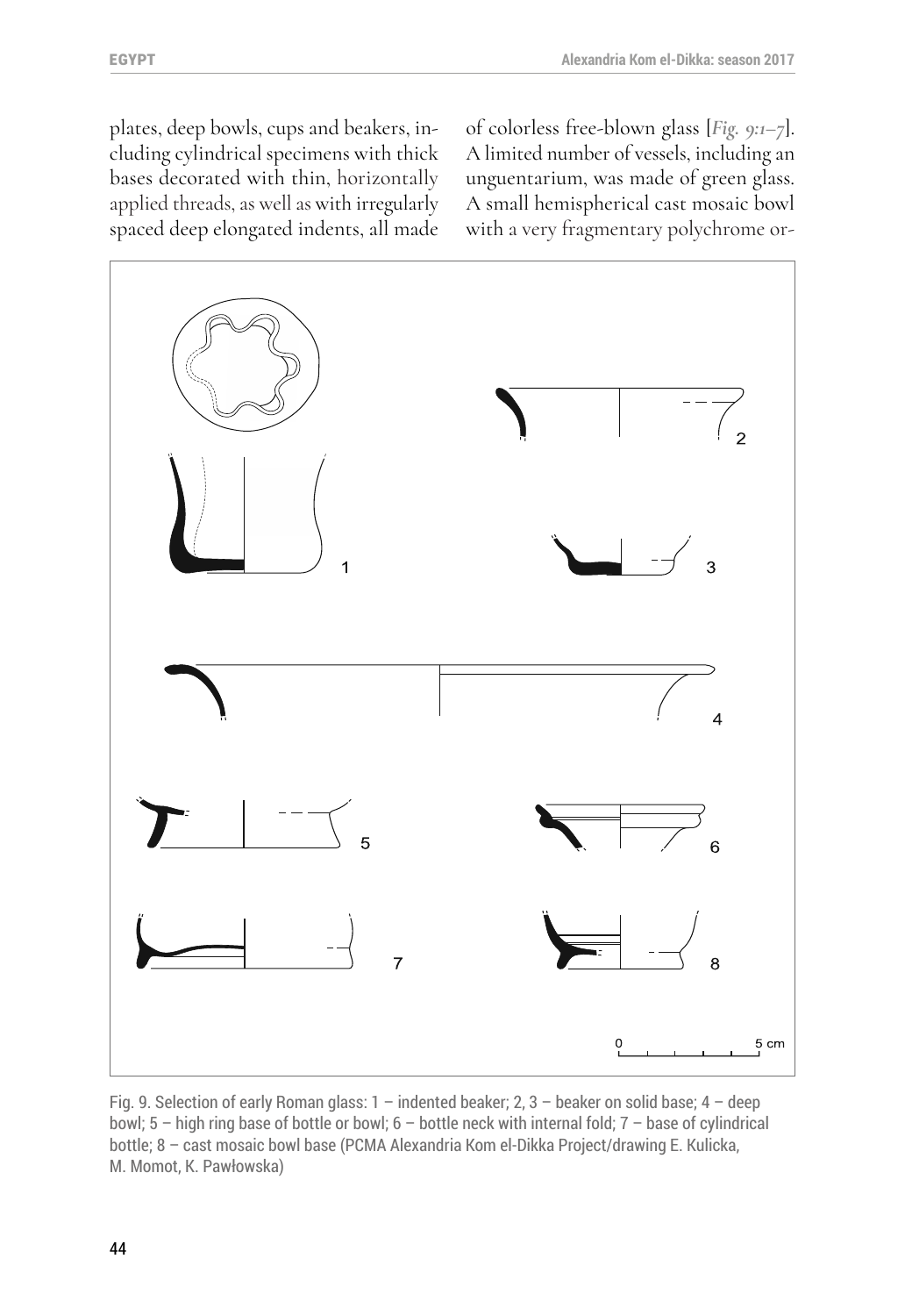plates, deep bowls, cups and beakers, including cylindrical specimens with thick bases decorated with thin, horizontally applied threads, as well as with irregularly spaced deep elongated indents, all made of colorless free-blown glass [*Fig. 9:1–7*]. A limited number of vessels, including an unguentarium, was made of green glass. A small hemispherical cast mosaic bowl with a very fragmentary polychrome or-

1

2

3

4

5

6

7

8

0

5 cm

Fig. 9. Selection of early Roman glass: 1 – indented beaker; 2, 3 – beaker on solid base; 4 – deep bowl; 5 – high ring base of bottle or bowl; 6 – bottle neck with internal fold; 7 – base of cylindrical bottle; 8 – cast mosaic bowl base (PCMA Alexandria Kom el-Dikka Project/drawing E. Kulicka, M. Momot, K. Pawłowska)